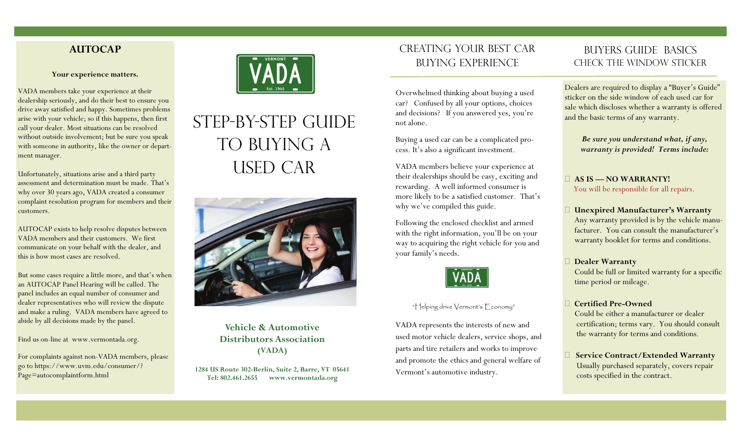## AUTOCAP

**Your experience matters.**

VADA members take your experience at their dealership seriously, and do their best to ensure you drive away satisfied and happy. Sometimes problems arise with your vehicle; so if this happens, then first call your dealer. Most situations can be resolved without outside involvement; but be sure you speak with someone in authority, like the owner or department manager.

Unfortunately, situations arise and a third party assessment and determination must be made. That's why over 30 years ago, VADA created a consumer complaint resolution program for members and their customers.

AUTOCAP exists to help resolve disputes between VADA members and their customers. We first communicate on your behalf with the dealer, and this is how most cases are resolved.

But some cases require a little more, and that's when an AUTOCAP Panel Hearing will be called. The panel includes an equal number of consumer and dealer representatives who will review the dispute and make a ruling. VADA members have agreed to abide by all decisions made by the panel.

Find us on-line at www.vermontada.org.

For complaints against non-VADA members, please go to https://www.uvm.edu/consumer/?Page=autocomplaintform.html

VERMONT VADA Est. 1945

# Step-by-Step Guide to Buying a Used Car

**Vehicle & Automotive Distributors Association (VADA)**

**1284 US Route 302-Berlin, Suite 2, Barre, VT 05641**
**Tel: 802.461.2655 www.vermontada.org**

## Creating Your Best Car Buying Experience

Overwhelmed thinking about buying a used car? Confused by all your options, choices and decisions? If you answered yes, you're not alone.

Buying a used car can be a complicated process. It's also a significant investment.

VADA members believe your experience at their dealerships should be easy, exciting and rewarding. A well informed consumer is more likely to be a satisfied customer. That's why we've compiled this guide.

Following the enclosed checklist and armed with the right information, you'll be on your way to acquiring the right vehicle for you and your family's needs.

VERMONT VADA Est. 1945

"Helping drive Vermont's Economy"

VADA represents the interests of new and used motor vehicle dealers, service shops, and parts and tire retailers and works to improve and promote the ethics and general welfare of Vermont's automotive industry.

## Buyers Guide Basics
## Check the Window Sticker

Dealers are required to display a "Buyer's Guide" sticker on the side window of each used car for sale which discloses whether a warranty is offered and the basic terms of any warranty.

***Be sure you understand what, if any, warranty is provided! Terms include:***

- **AS IS — NO WARRANTY!**
  You will be responsible for all repairs.
- **Unexpired Manufacturer's Warranty**
  Any warranty provided is by the vehicle manufacturer. You can consult the manufacturer's warranty booklet for terms and conditions.
- **Dealer Warranty**
  Could be full or limited warranty for a specific time period or mileage.
- **Certified Pre-Owned**
  Could be either a manufacturer or dealer certification; terms vary. You should consult the warranty for terms and conditions.
- **Service Contract/Extended Warranty**
  Usually purchased separately, covers repair costs specified in the contract.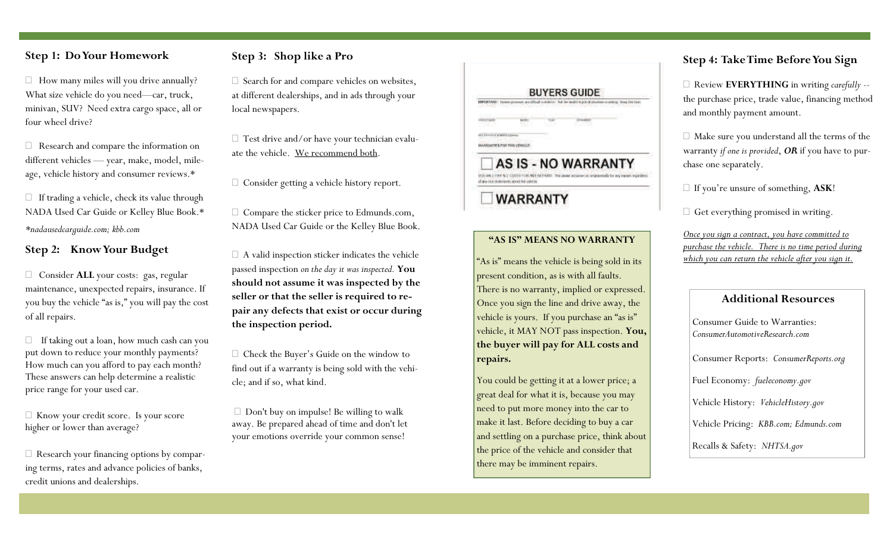## Step 1: Do Your Homework

☐ How many miles will you drive annually? What size vehicle do you need—car, truck, minivan, SUV? Need extra cargo space, all or four wheel drive?

☐ Research and compare the information on different vehicles — year, make, model, mileage, vehicle history and consumer reviews.*

☐ If trading a vehicle, check its value through NADA Used Car Guide or Kelley Blue Book.*

*\*nadausedcarguide.com; kbb.com*

## Step 2: Know Your Budget

☐ Consider **ALL** your costs: gas, regular maintenance, unexpected repairs, insurance. If you buy the vehicle "as is," you will pay the cost of all repairs.

☐ If taking out a loan, how much cash can you put down to reduce your monthly payments? How much can you afford to pay each month? These answers can help determine a realistic price range for your used car.

☐ Know your credit score. Is your score higher or lower than average?

☐ Research your financing options by comparing terms, rates and advance policies of banks, credit unions and dealerships.

## Step 3: Shop like a Pro

☐ Search for and compare vehicles on websites, at different dealerships, and in ads through your local newspapers.

☐ Test drive and/or have your technician evaluate the vehicle. We recommend both.

☐ Consider getting a vehicle history report.

☐ Compare the sticker price to Edmunds.com, NADA Used Car Guide or the Kelley Blue Book.

☐ A valid inspection sticker indicates the vehicle passed inspection *on the day it was inspected.* **You should not assume it was inspected by the seller or that the seller is required to repair any defects that exist or occur during the inspection period.**

☐ Check the Buyer's Guide on the window to find out if a warranty is being sold with the vehicle; and if so, what kind.

☐ Don't buy on impulse! Be willing to walk away. Be prepared ahead of time and don't let your emotions override your common sense!

BUYERS GUIDE

☐ AS IS - NO WARRANTY

☐ WARRANTY

### "AS IS" MEANS NO WARRANTY

"As is" means the vehicle is being sold in its present condition, as is with all faults. There is no warranty, implied or expressed. Once you sign the line and drive away, the vehicle is yours. If you purchase an "as is" vehicle, it MAY NOT pass inspection. **You, the buyer will pay for ALL costs and repairs.**

You could be getting it at a lower price; a great deal for what it is, because you may need to put more money into the car to make it last. Before deciding to buy a car and settling on a purchase price, think about the price of the vehicle and consider that there may be imminent repairs.

## Step 4: Take Time Before You Sign

☐ Review **EVERYTHING** in writing *carefully* -- the purchase price, trade value, financing method and monthly payment amount.

☐ Make sure you understand all the terms of the warranty *if one is provided*, ***OR*** if you have to purchase one separately.

☐ If you're unsure of something, **ASK**!

☐ Get everything promised in writing.

*Once you sign a contract, you have committed to purchase the vehicle. There is no time period during which you can return the vehicle after you sign it.*

### Additional Resources

Consumer Guide to Warranties: *ConsumerAutomotiveResearch.com*

Consumer Reports: *ConsumerReports.org*

Fuel Economy: *fueleconomy.gov*

Vehicle History: *VehicleHistory.gov*

Vehicle Pricing: *KBB.com; Edmunds.com*

Recalls & Safety: *NHTSA.gov*